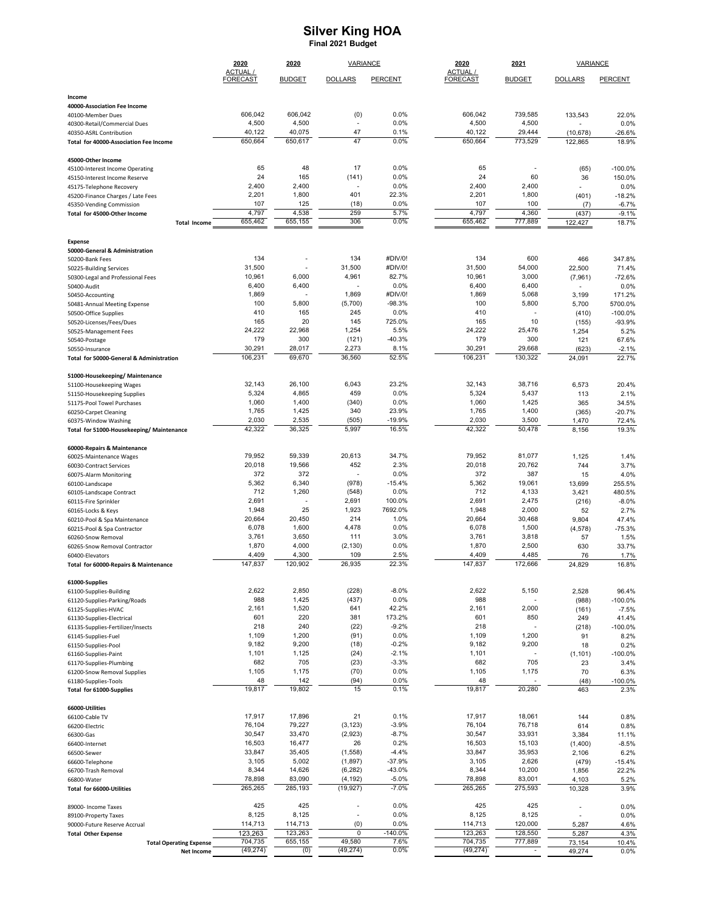# Silver King HOA

**Final 2021 Budget**

| | 2020 ACTUAL / FORECAST | 2020 BUDGET | VARIANCE DOLLARS | VARIANCE PERCENT | 2020 ACTUAL / FORECAST | 2021 BUDGET | VARIANCE DOLLARS | VARIANCE PERCENT |
|---|---|---|---|---|---|---|---|---|
| **Income** | | | | | | | | |
| **40000-Association Fee Income** | | | | | | | | |
| 40100-Member Dues | 606,042 | 606,042 | (0) | 0.0% | 606,042 | 739,585 | 133,543 | 22.0% |
| 40300-Retail/Commercial Dues | 4,500 | 4,500 | - | 0.0% | 4,500 | 4,500 | - | 0.0% |
| 40350-ASRL Contribution | 40,122 | 40,075 | 47 | 0.1% | 40,122 | 29,444 | (10,678) | -26.6% |
| **Total for 40000-Association Fee Income** | 650,664 | 650,617 | 47 | 0.0% | 650,664 | 773,529 | 122,865 | 18.9% |
| **45000-Other Income** | | | | | | | | |
| 45100-Interest Income Operating | 65 | 48 | 17 | 0.0% | 65 | - | (65) | -100.0% |
| 45150-Interest Income Reserve | 24 | 165 | (141) | 0.0% | 24 | 60 | 36 | 150.0% |
| 45175-Telephone Recovery | 2,400 | 2,400 | - | 0.0% | 2,400 | 2,400 | - | 0.0% |
| 45200-Finance Charges / Late Fees | 2,201 | 1,800 | 401 | 22.3% | 2,201 | 1,800 | (401) | -18.2% |
| 45350-Vending Commission | 107 | 125 | (18) | 0.0% | 107 | 100 | (7) | -6.7% |
| **Total for 45000-Other Income** | 4,797 | 4,538 | 259 | 5.7% | 4,797 | 4,360 | (437) | -9.1% |
| **Total Income** | 655,462 | 655,155 | 306 | 0.0% | 655,462 | 777,889 | 122,427 | 18.7% |
| **Expense** | | | | | | | | |
| **50000-General & Administration** | | | | | | | | |
| 50200-Bank Fees | 134 | - | 134 | #DIV/0! | 134 | 600 | 466 | 347.8% |
| 50225-Building Services | 31,500 | - | 31,500 | #DIV/0! | 31,500 | 54,000 | 22,500 | 71.4% |
| 50300-Legal and Professional Fees | 10,961 | 6,000 | 4,961 | 82.7% | 10,961 | 3,000 | (7,961) | -72.6% |
| 50400-Audit | 6,400 | 6,400 | - | 0.0% | 6,400 | 6,400 | - | 0.0% |
| 50450-Accounting | 1,869 | - | 1,869 | #DIV/0! | 1,869 | 5,068 | 3,199 | 171.2% |
| 50481-Annual Meeting Expense | 100 | 5,800 | (5,700) | -98.3% | 100 | 5,800 | 5,700 | 5700.0% |
| 50500-Office Supplies | 410 | 165 | 245 | 0.0% | 410 | - | (410) | -100.0% |
| 50520-Licenses/Fees/Dues | 165 | 20 | 145 | 725.0% | 165 | 10 | (155) | -93.9% |
| 50525-Management Fees | 24,222 | 22,968 | 1,254 | 5.5% | 24,222 | 25,476 | 1,254 | 5.2% |
| 50540-Postage | 179 | 300 | (121) | -40.3% | 179 | 300 | 121 | 67.6% |
| 50550-Insurance | 30,291 | 28,017 | 2,273 | 8.1% | 30,291 | 29,668 | (623) | -2.1% |
| **Total for 50000-General & Administration** | 106,231 | 69,670 | 36,560 | 52.5% | 106,231 | 130,322 | 24,091 | 22.7% |
| **51000-Housekeeping/ Maintenance** | | | | | | | | |
| 51100-Housekeeping Wages | 32,143 | 26,100 | 6,043 | 23.2% | 32,143 | 38,716 | 6,573 | 20.4% |
| 51150-Housekeeping Supplies | 5,324 | 4,865 | 459 | 0.0% | 5,324 | 5,437 | 113 | 2.1% |
| 51175-Pool Towel Purchases | 1,060 | 1,400 | (340) | 0.0% | 1,060 | 1,425 | 365 | 34.5% |
| 60250-Carpet Cleaning | 1,765 | 1,425 | 340 | 23.9% | 1,765 | 1,400 | (365) | -20.7% |
| 60375-Window Washing | 2,030 | 2,535 | (505) | -19.9% | 2,030 | 3,500 | 1,470 | 72.4% |
| **Total for 51000-Housekeeping/ Maintenance** | 42,322 | 36,325 | 5,997 | 16.5% | 42,322 | 50,478 | 8,156 | 19.3% |
| **60000-Repairs & Maintenance** | | | | | | | | |
| 60025-Maintenance Wages | 79,952 | 59,339 | 20,613 | 34.7% | 79,952 | 81,077 | 1,125 | 1.4% |
| 60030-Contract Services | 20,018 | 19,566 | 452 | 2.3% | 20,018 | 20,762 | 744 | 3.7% |
| 60075-Alarm Monitoring | 372 | 372 | - | 0.0% | 372 | 387 | 15 | 4.0% |
| 60100-Landscape | 5,362 | 6,340 | (978) | -15.4% | 5,362 | 19,061 | 13,699 | 255.5% |
| 60105-Landscape Contract | 712 | 1,260 | (548) | 0.0% | 712 | 4,133 | 3,421 | 480.5% |
| 60115-Fire Sprinkler | 2,691 | - | 2,691 | 100.0% | 2,691 | 2,475 | (216) | -8.0% |
| 60165-Locks & Keys | 1,948 | 25 | 1,923 | 7692.0% | 1,948 | 2,000 | 52 | 2.7% |
| 60210-Pool & Spa Maintenance | 20,664 | 20,450 | 214 | 1.0% | 20,664 | 30,468 | 9,804 | 47.4% |
| 60215-Pool & Spa Contractor | 6,078 | 1,600 | 4,478 | 0.0% | 6,078 | 1,500 | (4,578) | -75.3% |
| 60260-Snow Removal | 3,761 | 3,650 | 111 | 3.0% | 3,761 | 3,818 | 57 | 1.5% |
| 60265-Snow Removal Contractor | 1,870 | 4,000 | (2,130) | 0.0% | 1,870 | 2,500 | 630 | 33.7% |
| 60400-Elevators | 4,409 | 4,300 | 109 | 2.5% | 4,409 | 4,485 | 76 | 1.7% |
| **Total for 60000-Repairs & Maintenance** | 147,837 | 120,902 | 26,935 | 22.3% | 147,837 | 172,666 | 24,829 | 16.8% |
| **61000-Supplies** | | | | | | | | |
| 61100-Supplies-Building | 2,622 | 2,850 | (228) | -8.0% | 2,622 | 5,150 | 2,528 | 96.4% |
| 61120-Supplies-Parking/Roads | 988 | 1,425 | (437) | 0.0% | 988 | - | (988) | -100.0% |
| 61125-Supplies-HVAC | 2,161 | 1,520 | 641 | 42.2% | 2,161 | 2,000 | (161) | -7.5% |
| 61130-Supplies-Electrical | 601 | 220 | 381 | 173.2% | 601 | 850 | 249 | 41.4% |
| 61135-Supplies-Fertilizer/Insects | 218 | 240 | (22) | -9.2% | 218 | - | (218) | -100.0% |
| 61145-Supplies-Fuel | 1,109 | 1,200 | (91) | 0.0% | 1,109 | 1,200 | 91 | 8.2% |
| 61150-Supplies-Pool | 9,182 | 9,200 | (18) | -0.2% | 9,182 | 9,200 | 18 | 0.2% |
| 61160-Supplies-Paint | 1,101 | 1,125 | (24) | -2.1% | 1,101 | - | (1,101) | -100.0% |
| 61170-Supplies-Plumbing | 682 | 705 | (23) | -3.3% | 682 | 705 | 23 | 3.4% |
| 61200-Snow Removal Supplies | 1,105 | 1,175 | (70) | 0.0% | 1,105 | 1,175 | 70 | 6.3% |
| 61180-Supplies-Tools | 48 | 142 | (94) | 0.0% | 48 | - | (48) | -100.0% |
| **Total for 61000-Supplies** | 19,817 | 19,802 | 15 | 0.1% | 19,817 | 20,280 | 463 | 2.3% |
| **66000-Utilities** | | | | | | | | |
| 66100-Cable TV | 17,917 | 17,896 | 21 | 0.1% | 17,917 | 18,061 | 144 | 0.8% |
| 66200-Electric | 76,104 | 79,227 | (3,123) | -3.9% | 76,104 | 76,718 | 614 | 0.8% |
| 66300-Gas | 30,547 | 33,470 | (2,923) | -8.7% | 30,547 | 33,931 | 3,384 | 11.1% |
| 66400-Internet | 16,503 | 16,477 | 26 | 0.2% | 16,503 | 15,103 | (1,400) | -8.5% |
| 66500-Sewer | 33,847 | 35,405 | (1,558) | -4.4% | 33,847 | 35,953 | 2,106 | 6.2% |
| 66600-Telephone | 3,105 | 5,002 | (1,897) | -37.9% | 3,105 | 2,626 | (479) | -15.4% |
| 66700-Trash Removal | 8,344 | 14,626 | (6,282) | -43.0% | 8,344 | 10,200 | 1,856 | 22.2% |
| 66800-Water | 78,898 | 83,090 | (4,192) | -5.0% | 78,898 | 83,001 | 4,103 | 5.2% |
| **Total for 66000-Utilities** | 265,265 | 285,193 | (19,927) | -7.0% | 265,265 | 275,593 | 10,328 | 3.9% |
| 89000- Income Taxes | 425 | 425 | - | 0.0% | 425 | 425 | - | 0.0% |
| 89100-Property Taxes | 8,125 | 8,125 | - | 0.0% | 8,125 | 8,125 | - | 0.0% |
| 90000-Future Reserve Accrual | 114,713 | 114,713 | (0) | 0.0% | 114,713 | 120,000 | 5,287 | 4.6% |
| **Total Other Expense** | 123,263 | 123,263 | 0 | -140.0% | 123,263 | 128,550 | 5,287 | 4.3% |
| **Total Operating Expense** | 704,735 | 655,155 | 49,580 | 7.6% | 704,735 | 777,889 | 73,154 | 10.4% |
| **Net Income** | (49,274) | (0) | (49,274) | 0.0% | (49,274) | - | 49,274 | 0.0% |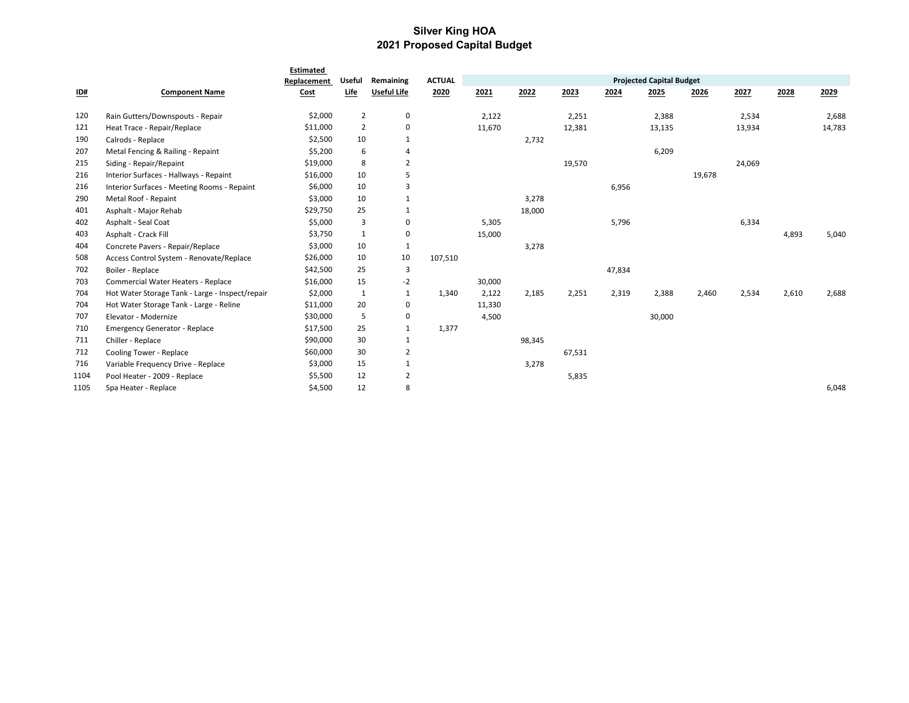# Silver King HOA
## 2021 Proposed Capital Budget

| ID# | Component Name | Estimated Replacement Cost | Useful Life | Remaining Useful Life | ACTUAL 2020 | Projected Capital Budget 2021 | 2022 | 2023 | 2024 | 2025 | 2026 | 2027 | 2028 | 2029 |
|---|---|---|---|---|---|---|---|---|---|---|---|---|---|---|
| 120 | Rain Gutters/Downspouts - Repair | $2,000 | 2 | 0 | | 2,122 | | 2,251 | | 2,388 | | 2,534 | | 2,688 |
| 121 | Heat Trace - Repair/Replace | $11,000 | 2 | 0 | | 11,670 | | 12,381 | | 13,135 | | 13,934 | | 14,783 |
| 190 | Calrods - Replace | $2,500 | 10 | 1 | | | 2,732 | | | | | | | |
| 207 | Metal Fencing & Railing - Repaint | $5,200 | 6 | 4 | | | | | | 6,209 | | | | |
| 215 | Siding - Repair/Repaint | $19,000 | 8 | 2 | | | | 19,570 | | | | 24,069 | | |
| 216 | Interior Surfaces - Hallways - Repaint | $16,000 | 10 | 5 | | | | | | | 19,678 | | | |
| 216 | Interior Surfaces - Meeting Rooms - Repaint | $6,000 | 10 | 3 | | | | | 6,956 | | | | | |
| 290 | Metal Roof - Repaint | $3,000 | 10 | 1 | | | 3,278 | | | | | | | |
| 401 | Asphalt - Major Rehab | $29,750 | 25 | 1 | | | 18,000 | | | | | | | |
| 402 | Asphalt - Seal Coat | $5,000 | 3 | 0 | | 5,305 | | | 5,796 | | | 6,334 | | |
| 403 | Asphalt - Crack Fill | $3,750 | 1 | 0 | | 15,000 | | | | | | | 4,893 | 5,040 |
| 404 | Concrete Pavers - Repair/Replace | $3,000 | 10 | 1 | | | 3,278 | | | | | | | |
| 508 | Access Control System - Renovate/Replace | $26,000 | 10 | 10 | 107,510 | | | | | | | | | |
| 702 | Boiler - Replace | $42,500 | 25 | 3 | | | | | 47,834 | | | | | |
| 703 | Commercial Water Heaters - Replace | $16,000 | 15 | -2 | | 30,000 | | | | | | | | |
| 704 | Hot Water Storage Tank - Large - Inspect/repair | $2,000 | 1 | 1 | 1,340 | 2,122 | 2,185 | 2,251 | 2,319 | 2,388 | 2,460 | 2,534 | 2,610 | 2,688 |
| 704 | Hot Water Storage Tank - Large - Reline | $11,000 | 20 | 0 | | 11,330 | | | | | | | | |
| 707 | Elevator - Modernize | $30,000 | 5 | 0 | | 4,500 | | | | 30,000 | | | | |
| 710 | Emergency Generator - Replace | $17,500 | 25 | 1 | 1,377 | | | | | | | | | |
| 711 | Chiller - Replace | $90,000 | 30 | 1 | | | 98,345 | | | | | | | |
| 712 | Cooling Tower - Replace | $60,000 | 30 | 2 | | | | 67,531 | | | | | | |
| 716 | Variable Frequency Drive - Replace | $3,000 | 15 | 1 | | | 3,278 | | | | | | | |
| 1104 | Pool Heater - 2009 - Replace | $5,500 | 12 | 2 | | | | 5,835 | | | | | | |
| 1105 | Spa Heater - Replace | $4,500 | 12 | 8 | | | | | | | | | | 6,048 |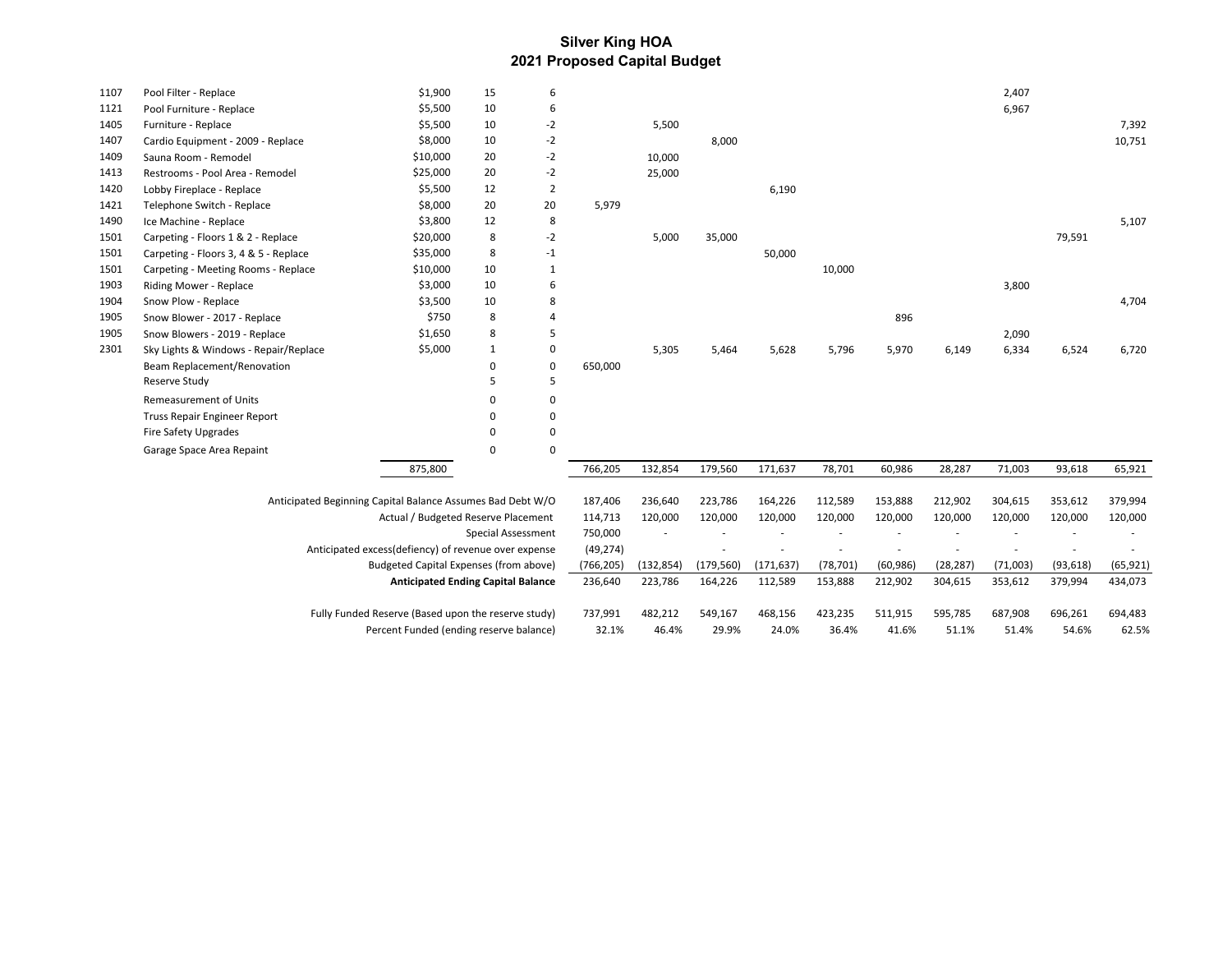# Silver King HOA
## 2021 Proposed Capital Budget

| | | | | | | | | | | | | | | |
|---|---|---|---|---|---|---|---|---|---|---|---|---|---|---|
| 1107 | Pool Filter - Replace | $1,900 | 15 | 6 | | | | | | | | 2,407 | | |
| 1121 | Pool Furniture - Replace | $5,500 | 10 | 6 | | | | | | | | 6,967 | | |
| 1405 | Furniture - Replace | $5,500 | 10 | -2 | | 5,500 | | | | | | | | 7,392 |
| 1407 | Cardio Equipment - 2009 - Replace | $8,000 | 10 | -2 | | | 8,000 | | | | | | | 10,751 |
| 1409 | Sauna Room - Remodel | $10,000 | 20 | -2 | | 10,000 | | | | | | | | |
| 1413 | Restrooms - Pool Area - Remodel | $25,000 | 20 | -2 | | 25,000 | | | | | | | | |
| 1420 | Lobby Fireplace - Replace | $5,500 | 12 | 2 | | | | 6,190 | | | | | | |
| 1421 | Telephone Switch - Replace | $8,000 | 20 | 20 | 5,979 | | | | | | | | | |
| 1490 | Ice Machine - Replace | $3,800 | 12 | 8 | | | | | | | | | | 5,107 |
| 1501 | Carpeting - Floors 1 & 2 - Replace | $20,000 | 8 | -2 | | 5,000 | 35,000 | | | | | | 79,591 | |
| 1501 | Carpeting - Floors 3, 4 & 5 - Replace | $35,000 | 8 | -1 | | | | 50,000 | | | | | | |
| 1501 | Carpeting - Meeting Rooms - Replace | $10,000 | 10 | 1 | | | | | 10,000 | | | | | |
| 1903 | Riding Mower - Replace | $3,000 | 10 | 6 | | | | | | | | 3,800 | | |
| 1904 | Snow Plow - Replace | $3,500 | 10 | 8 | | | | | | | | | | 4,704 |
| 1905 | Snow Blower - 2017 - Replace | $750 | 8 | 4 | | | | | | 896 | | | | |
| 1905 | Snow Blowers - 2019 - Replace | $1,650 | 8 | 5 | | | | | | | | 2,090 | | |
| 2301 | Sky Lights & Windows - Repair/Replace | $5,000 | 1 | 0 | | 5,305 | 5,464 | 5,628 | 5,796 | 5,970 | 6,149 | 6,334 | 6,524 | 6,720 |
| | Beam Replacement/Renovation | | 0 | 0 | 650,000 | | | | | | | | | |
| | Reserve Study | | 5 | 5 | | | | | | | | | | |
| | Remeasurement of Units | | 0 | 0 | | | | | | | | | | |
| | Truss Repair Engineer Report | | 0 | 0 | | | | | | | | | | |
| | Fire Safety Upgrades | | 0 | 0 | | | | | | | | | | |
| | Garage Space Area Repaint | | 0 | 0 | | | | | | | | | | |
| | | 875,800 | | | 766,205 | 132,854 | 179,560 | 171,637 | 78,701 | 60,986 | 28,287 | 71,003 | 93,618 | 65,921 |
| | Anticipated Beginning Capital Balance Assumes Bad Debt W/O | | | | 187,406 | 236,640 | 223,786 | 164,226 | 112,589 | 153,888 | 212,902 | 304,615 | 353,612 | 379,994 |
| | Actual / Budgeted Reserve Placement | | | | 114,713 | 120,000 | 120,000 | 120,000 | 120,000 | 120,000 | 120,000 | 120,000 | 120,000 | 120,000 |
| | Special Assessment | | | | 750,000 | - | - | - | - | - | - | - | - | - |
| | Anticipated excess(defiency) of revenue over expense | | | | (49,274) | | - | - | - | - | - | - | - | - |
| | Budgeted Capital Expenses (from above) | | | | (766,205) | (132,854) | (179,560) | (171,637) | (78,701) | (60,986) | (28,287) | (71,003) | (93,618) | (65,921) |
| | **Anticipated Ending Capital Balance** | | | | 236,640 | 223,786 | 164,226 | 112,589 | 153,888 | 212,902 | 304,615 | 353,612 | 379,994 | 434,073 |
| | Fully Funded Reserve (Based upon the reserve study) | | | | 737,991 | 482,212 | 549,167 | 468,156 | 423,235 | 511,915 | 595,785 | 687,908 | 696,261 | 694,483 |
| | Percent Funded (ending reserve balance) | | | | 32.1% | 46.4% | 29.9% | 24.0% | 36.4% | 41.6% | 51.1% | 51.4% | 54.6% | 62.5% |